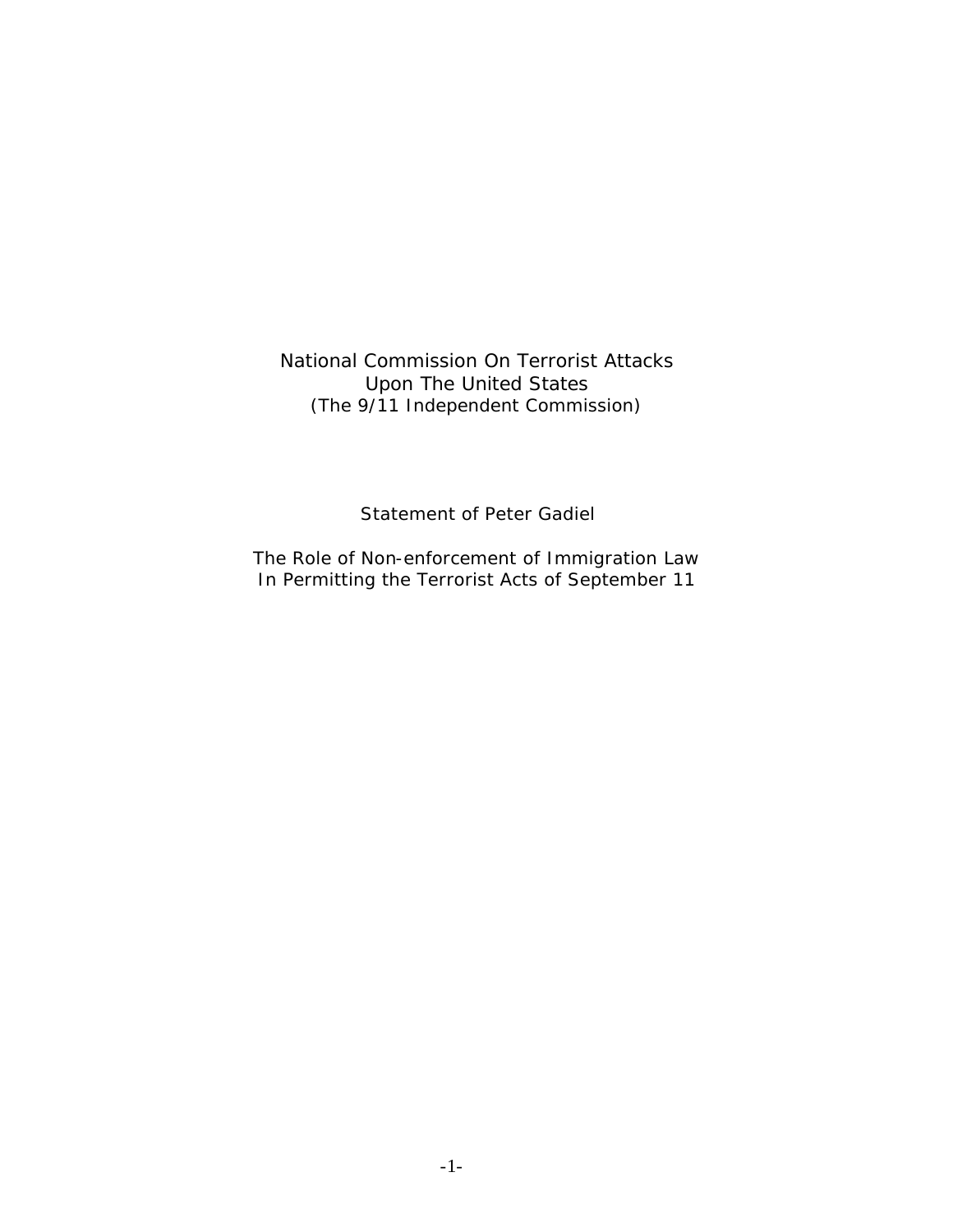National Commission On Terrorist Attacks
Upon The United States
(The 9/11 Independent Commission)

Statement of Peter Gadiel

The Role of Non-enforcement of Immigration Law
In Permitting the Terrorist Acts of September 11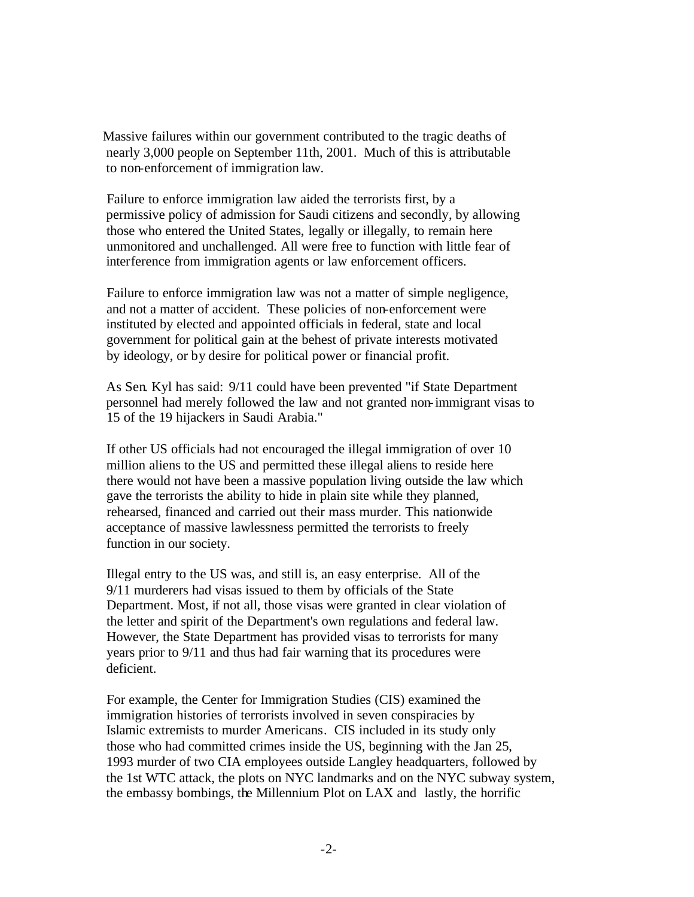Massive failures within our government contributed to the tragic deaths of nearly 3,000 people on September 11th, 2001. Much of this is attributable to non-enforcement of immigration law.

Failure to enforce immigration law aided the terrorists first, by a permissive policy of admission for Saudi citizens and secondly, by allowing those who entered the United States, legally or illegally, to remain here unmonitored and unchallenged. All were free to function with little fear of interference from immigration agents or law enforcement officers.

Failure to enforce immigration law was not a matter of simple negligence, and not a matter of accident. These policies of non-enforcement were instituted by elected and appointed officials in federal, state and local government for political gain at the behest of private interests motivated by ideology, or by desire for political power or financial profit.

As Sen. Kyl has said: 9/11 could have been prevented "if State Department personnel had merely followed the law and not granted non-immigrant visas to 15 of the 19 hijackers in Saudi Arabia."

If other US officials had not encouraged the illegal immigration of over 10 million aliens to the US and permitted these illegal aliens to reside here there would not have been a massive population living outside the law which gave the terrorists the ability to hide in plain site while they planned, rehearsed, financed and carried out their mass murder. This nationwide acceptance of massive lawlessness permitted the terrorists to freely function in our society.

Illegal entry to the US was, and still is, an easy enterprise. All of the 9/11 murderers had visas issued to them by officials of the State Department. Most, if not all, those visas were granted in clear violation of the letter and spirit of the Department's own regulations and federal law. However, the State Department has provided visas to terrorists for many years prior to 9/11 and thus had fair warning that its procedures were deficient.

For example, the Center for Immigration Studies (CIS) examined the immigration histories of terrorists involved in seven conspiracies by Islamic extremists to murder Americans. CIS included in its study only those who had committed crimes inside the US, beginning with the Jan 25, 1993 murder of two CIA employees outside Langley headquarters, followed by the 1st WTC attack, the plots on NYC landmarks and on the NYC subway system, the embassy bombings, the Millennium Plot on LAX and lastly, the horrific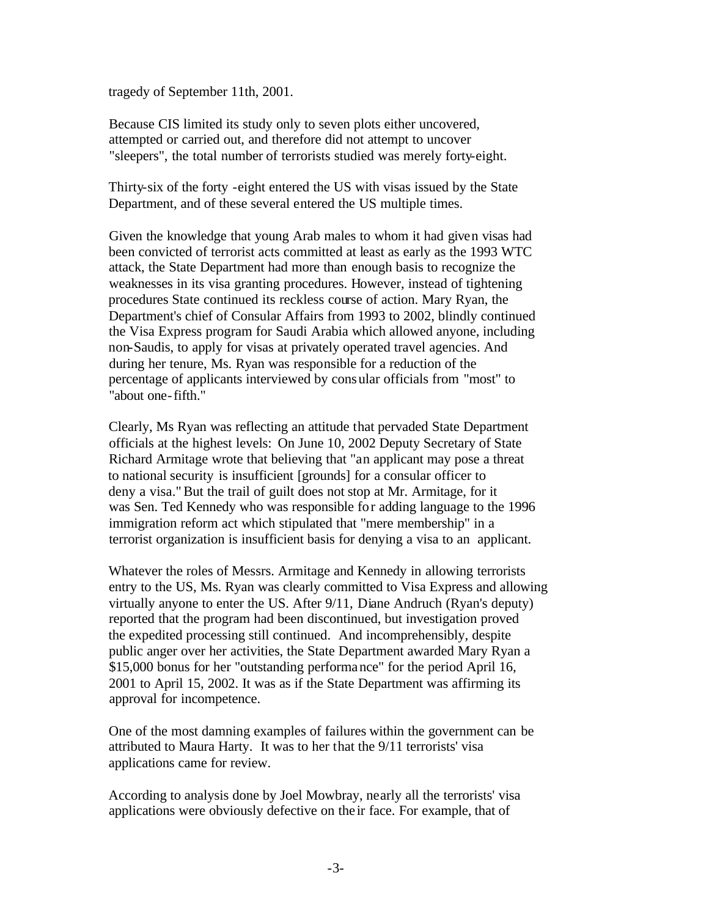tragedy of September 11th, 2001.

Because CIS limited its study only to seven plots either uncovered, attempted or carried out, and therefore did not attempt to uncover "sleepers", the total number of terrorists studied was merely forty-eight.

Thirty-six of the forty -eight entered the US with visas issued by the State Department, and of these several entered the US multiple times.

Given the knowledge that young Arab males to whom it had given visas had been convicted of terrorist acts committed at least as early as the 1993 WTC attack, the State Department had more than enough basis to recognize the weaknesses in its visa granting procedures. However, instead of tightening procedures State continued its reckless course of action. Mary Ryan, the Department's chief of Consular Affairs from 1993 to 2002, blindly continued the Visa Express program for Saudi Arabia which allowed anyone, including non-Saudis, to apply for visas at privately operated travel agencies. And during her tenure, Ms. Ryan was responsible for a reduction of the percentage of applicants interviewed by consular officials from "most" to "about one-fifth."

Clearly, Ms Ryan was reflecting an attitude that pervaded State Department officials at the highest levels: On June 10, 2002 Deputy Secretary of State Richard Armitage wrote that believing that "an applicant may pose a threat to national security is insufficient [grounds] for a consular officer to deny a visa." But the trail of guilt does not stop at Mr. Armitage, for it was Sen. Ted Kennedy who was responsible for adding language to the 1996 immigration reform act which stipulated that "mere membership" in a terrorist organization is insufficient basis for denying a visa to an applicant.

Whatever the roles of Messrs. Armitage and Kennedy in allowing terrorists entry to the US, Ms. Ryan was clearly committed to Visa Express and allowing virtually anyone to enter the US. After 9/11, Diane Andruch (Ryan's deputy) reported that the program had been discontinued, but investigation proved the expedited processing still continued. And incomprehensibly, despite public anger over her activities, the State Department awarded Mary Ryan a $15,000 bonus for her "outstanding performance" for the period April 16, 2001 to April 15, 2002. It was as if the State Department was affirming its approval for incompetence.

One of the most damning examples of failures within the government can be attributed to Maura Harty. It was to her that the 9/11 terrorists' visa applications came for review.

According to analysis done by Joel Mowbray, nearly all the terrorists' visa applications were obviously defective on their face. For example, that of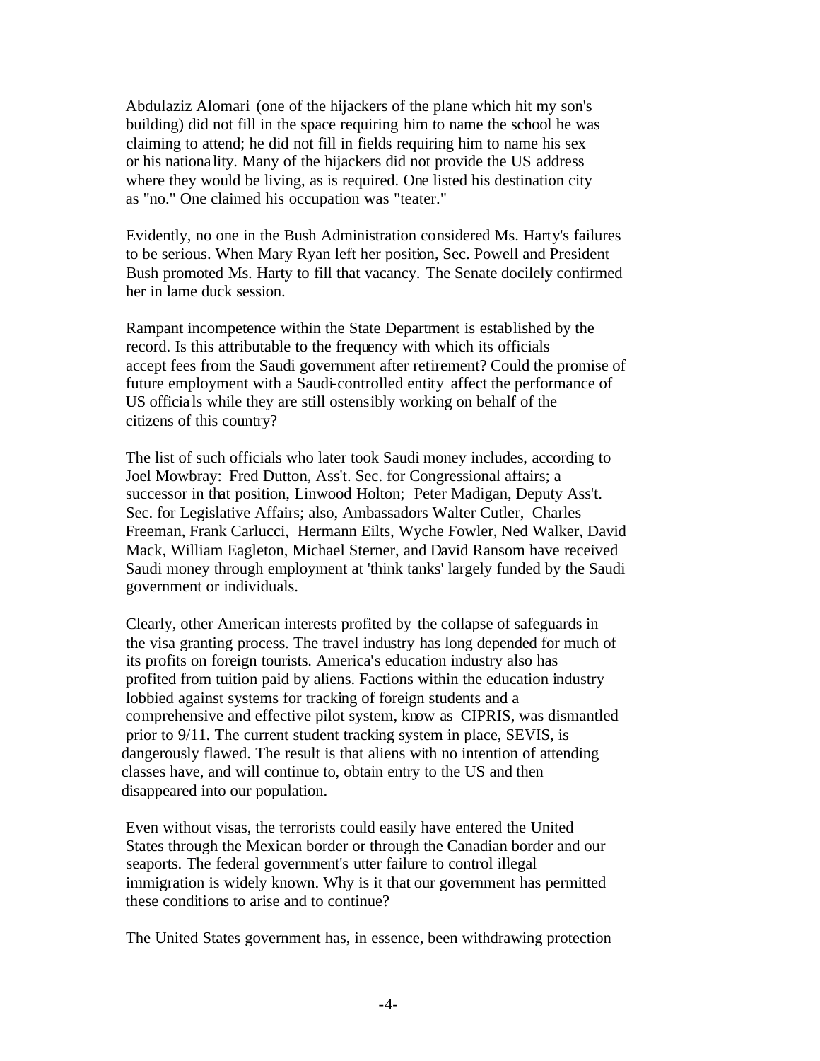Abdulaziz Alomari (one of the hijackers of the plane which hit my son's building) did not fill in the space requiring him to name the school he was claiming to attend; he did not fill in fields requiring him to name his sex or his nationality. Many of the hijackers did not provide the US address where they would be living, as is required. One listed his destination city as "no." One claimed his occupation was "teater."

Evidently, no one in the Bush Administration considered Ms. Harty's failures to be serious. When Mary Ryan left her position, Sec. Powell and President Bush promoted Ms. Harty to fill that vacancy. The Senate docilely confirmed her in lame duck session.

Rampant incompetence within the State Department is established by the record. Is this attributable to the frequency with which its officials accept fees from the Saudi government after retirement? Could the promise of future employment with a Saudi-controlled entity affect the performance of US officials while they are still ostensibly working on behalf of the citizens of this country?

The list of such officials who later took Saudi money includes, according to Joel Mowbray: Fred Dutton, Ass't. Sec. for Congressional affairs; a successor in that position, Linwood Holton; Peter Madigan, Deputy Ass't. Sec. for Legislative Affairs; also, Ambassadors Walter Cutler, Charles Freeman, Frank Carlucci, Hermann Eilts, Wyche Fowler, Ned Walker, David Mack, William Eagleton, Michael Sterner, and David Ransom have received Saudi money through employment at 'think tanks' largely funded by the Saudi government or individuals.

Clearly, other American interests profited by the collapse of safeguards in the visa granting process. The travel industry has long depended for much of its profits on foreign tourists. America's education industry also has profited from tuition paid by aliens. Factions within the education industry lobbied against systems for tracking of foreign students and a comprehensive and effective pilot system, know as CIPRIS, was dismantled prior to 9/11. The current student tracking system in place, SEVIS, is dangerously flawed. The result is that aliens with no intention of attending classes have, and will continue to, obtain entry to the US and then disappeared into our population.

Even without visas, the terrorists could easily have entered the United States through the Mexican border or through the Canadian border and our seaports. The federal government's utter failure to control illegal immigration is widely known. Why is it that our government has permitted these conditions to arise and to continue?

The United States government has, in essence, been withdrawing protection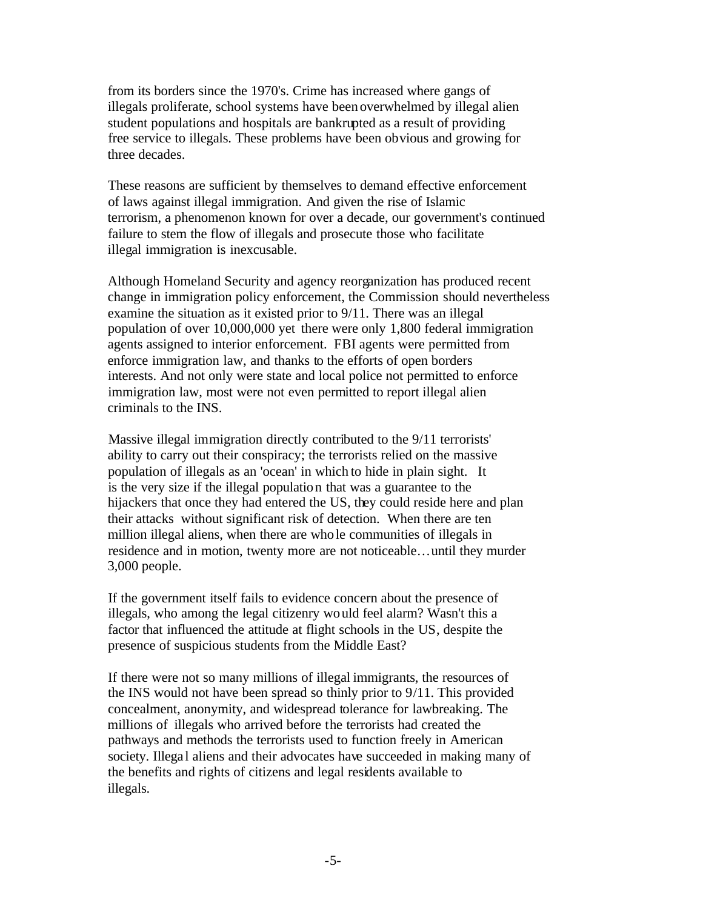from its borders since the 1970's. Crime has increased where gangs of illegals proliferate, school systems have been overwhelmed by illegal alien student populations and hospitals are bankrupted as a result of providing free service to illegals. These problems have been obvious and growing for three decades.

These reasons are sufficient by themselves to demand effective enforcement of laws against illegal immigration. And given the rise of Islamic terrorism, a phenomenon known for over a decade, our government's continued failure to stem the flow of illegals and prosecute those who facilitate illegal immigration is inexcusable.

Although Homeland Security and agency reorganization has produced recent change in immigration policy enforcement, the Commission should nevertheless examine the situation as it existed prior to 9/11. There was an illegal population of over 10,000,000 yet there were only 1,800 federal immigration agents assigned to interior enforcement. FBI agents were permitted from enforce immigration law, and thanks to the efforts of open borders interests. And not only were state and local police not permitted to enforce immigration law, most were not even permitted to report illegal alien criminals to the INS.

Massive illegal immigration directly contributed to the 9/11 terrorists' ability to carry out their conspiracy; the terrorists relied on the massive population of illegals as an 'ocean' in which to hide in plain sight. It is the very size if the illegal population that was a guarantee to the hijackers that once they had entered the US, they could reside here and plan their attacks without significant risk of detection. When there are ten million illegal aliens, when there are whole communities of illegals in residence and in motion, twenty more are not noticeable…until they murder 3,000 people.

If the government itself fails to evidence concern about the presence of illegals, who among the legal citizenry would feel alarm? Wasn't this a factor that influenced the attitude at flight schools in the US, despite the presence of suspicious students from the Middle East?

If there were not so many millions of illegal immigrants, the resources of the INS would not have been spread so thinly prior to 9/11. This provided concealment, anonymity, and widespread tolerance for lawbreaking. The millions of illegals who arrived before the terrorists had created the pathways and methods the terrorists used to function freely in American society. Illegal aliens and their advocates have succeeded in making many of the benefits and rights of citizens and legal residents available to illegals.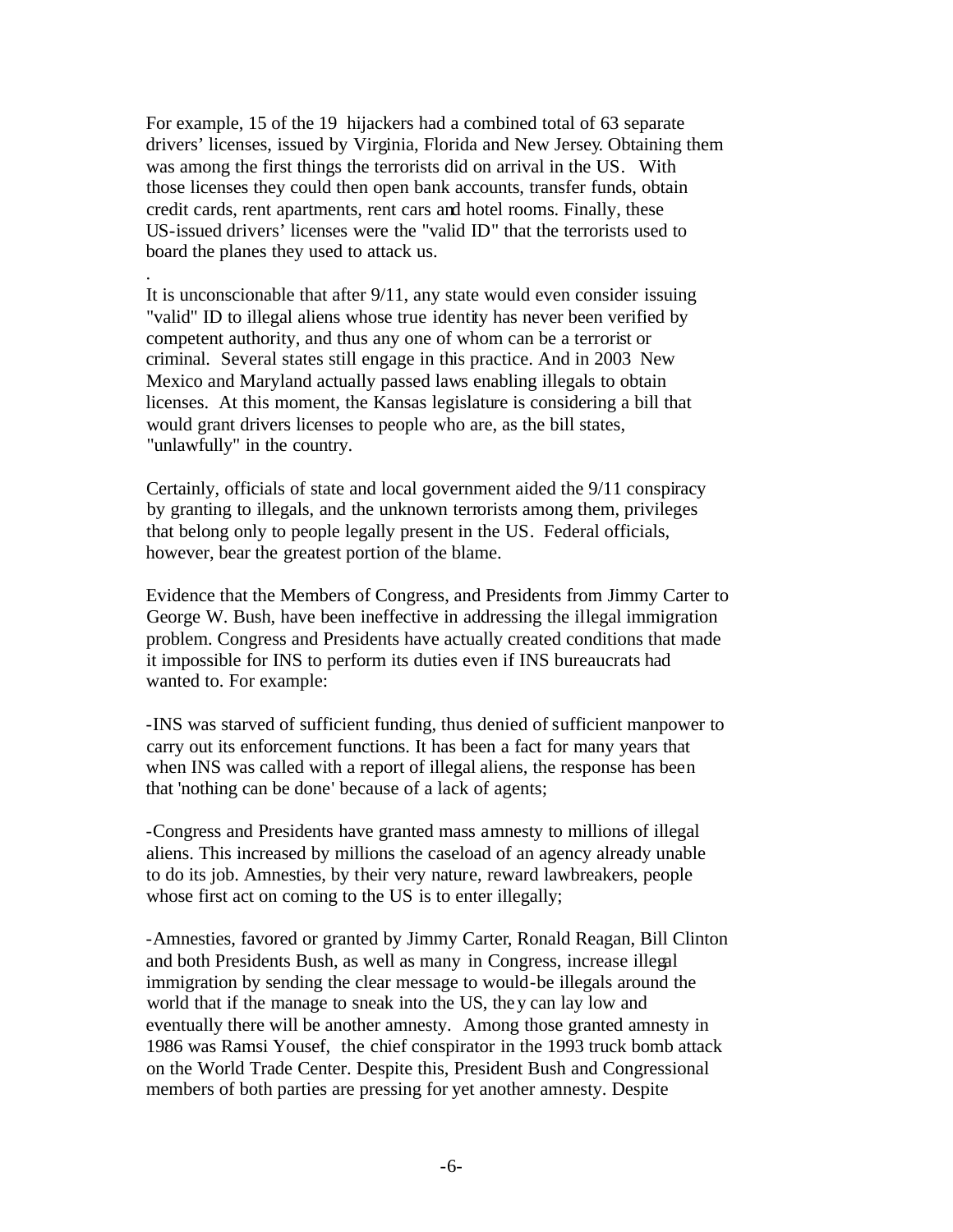For example, 15 of the 19 hijackers had a combined total of 63 separate drivers' licenses, issued by Virginia, Florida and New Jersey. Obtaining them was among the first things the terrorists did on arrival in the US. With those licenses they could then open bank accounts, transfer funds, obtain credit cards, rent apartments, rent cars and hotel rooms. Finally, these US-issued drivers' licenses were the "valid ID" that the terrorists used to board the planes they used to attack us.

.

It is unconscionable that after 9/11, any state would even consider issuing "valid" ID to illegal aliens whose true identity has never been verified by competent authority, and thus any one of whom can be a terrorist or criminal. Several states still engage in this practice. And in 2003 New Mexico and Maryland actually passed laws enabling illegals to obtain licenses. At this moment, the Kansas legislature is considering a bill that would grant drivers licenses to people who are, as the bill states, "unlawfully" in the country.

Certainly, officials of state and local government aided the 9/11 conspiracy by granting to illegals, and the unknown terrorists among them, privileges that belong only to people legally present in the US. Federal officials, however, bear the greatest portion of the blame.

Evidence that the Members of Congress, and Presidents from Jimmy Carter to George W. Bush, have been ineffective in addressing the illegal immigration problem. Congress and Presidents have actually created conditions that made it impossible for INS to perform its duties even if INS bureaucrats had wanted to. For example:

-INS was starved of sufficient funding, thus denied of sufficient manpower to carry out its enforcement functions. It has been a fact for many years that when INS was called with a report of illegal aliens, the response has been that 'nothing can be done' because of a lack of agents;

-Congress and Presidents have granted mass amnesty to millions of illegal aliens. This increased by millions the caseload of an agency already unable to do its job. Amnesties, by their very nature, reward lawbreakers, people whose first act on coming to the US is to enter illegally;

-Amnesties, favored or granted by Jimmy Carter, Ronald Reagan, Bill Clinton and both Presidents Bush, as well as many in Congress, increase illegal immigration by sending the clear message to would-be illegals around the world that if the manage to sneak into the US, they can lay low and eventually there will be another amnesty. Among those granted amnesty in 1986 was Ramsi Yousef, the chief conspirator in the 1993 truck bomb attack on the World Trade Center. Despite this, President Bush and Congressional members of both parties are pressing for yet another amnesty. Despite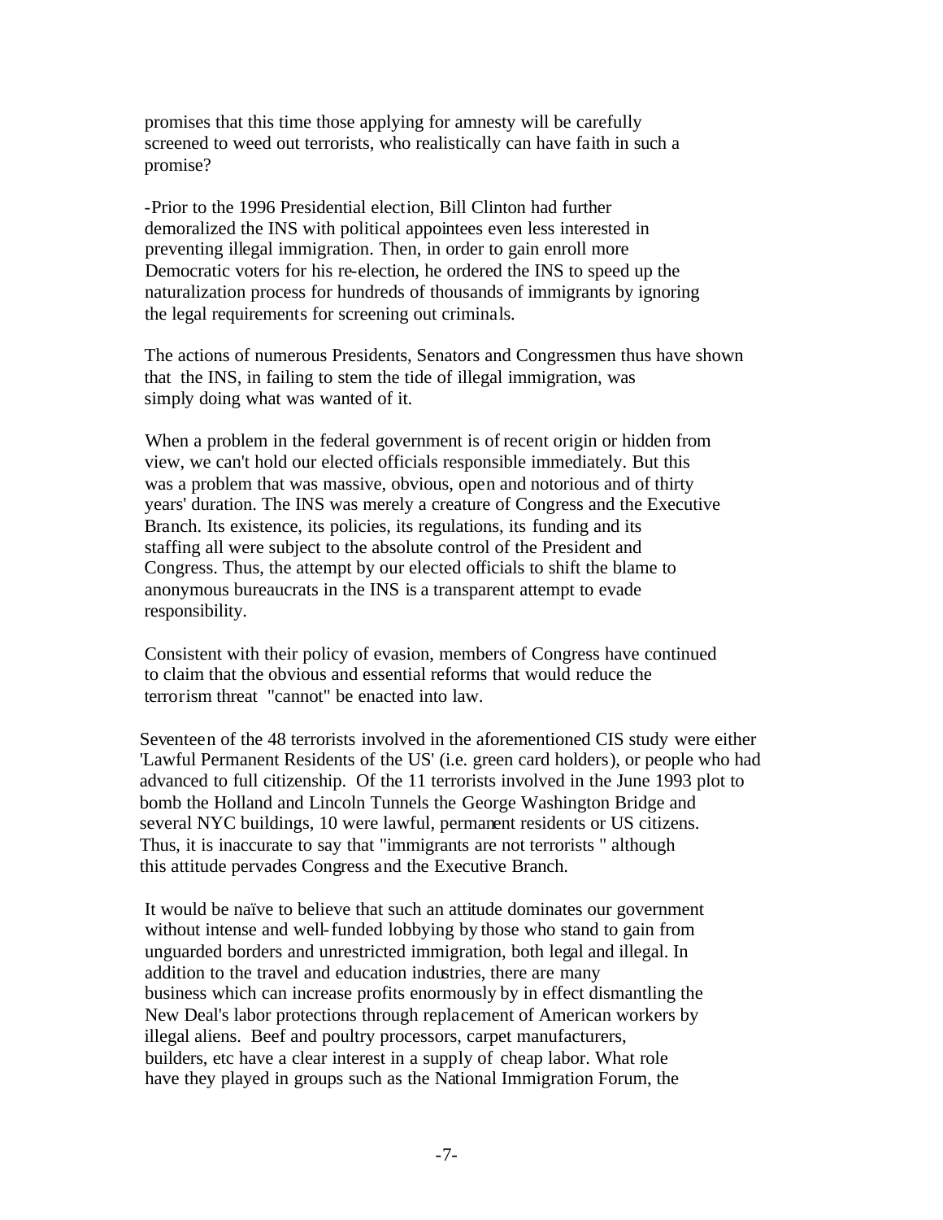promises that this time those applying for amnesty will be carefully screened to weed out terrorists, who realistically can have faith in such a promise?

-Prior to the 1996 Presidential election, Bill Clinton had further demoralized the INS with political appointees even less interested in preventing illegal immigration. Then, in order to gain enroll more Democratic voters for his re-election, he ordered the INS to speed up the naturalization process for hundreds of thousands of immigrants by ignoring the legal requirements for screening out criminals.

The actions of numerous Presidents, Senators and Congressmen thus have shown that the INS, in failing to stem the tide of illegal immigration, was simply doing what was wanted of it.

When a problem in the federal government is of recent origin or hidden from view, we can't hold our elected officials responsible immediately. But this was a problem that was massive, obvious, open and notorious and of thirty years' duration. The INS was merely a creature of Congress and the Executive Branch. Its existence, its policies, its regulations, its funding and its staffing all were subject to the absolute control of the President and Congress. Thus, the attempt by our elected officials to shift the blame to anonymous bureaucrats in the INS is a transparent attempt to evade responsibility.

Consistent with their policy of evasion, members of Congress have continued to claim that the obvious and essential reforms that would reduce the terrorism threat "cannot" be enacted into law.

Seventeen of the 48 terrorists involved in the aforementioned CIS study were either 'Lawful Permanent Residents of the US' (i.e. green card holders), or people who had advanced to full citizenship. Of the 11 terrorists involved in the June 1993 plot to bomb the Holland and Lincoln Tunnels the George Washington Bridge and several NYC buildings, 10 were lawful, permanent residents or US citizens. Thus, it is inaccurate to say that "immigrants are not terrorists " although this attitude pervades Congress and the Executive Branch.

It would be naïve to believe that such an attitude dominates our government without intense and well-funded lobbying by those who stand to gain from unguarded borders and unrestricted immigration, both legal and illegal. In addition to the travel and education industries, there are many business which can increase profits enormously by in effect dismantling the New Deal's labor protections through replacement of American workers by illegal aliens. Beef and poultry processors, carpet manufacturers, builders, etc have a clear interest in a supply of cheap labor. What role have they played in groups such as the National Immigration Forum, the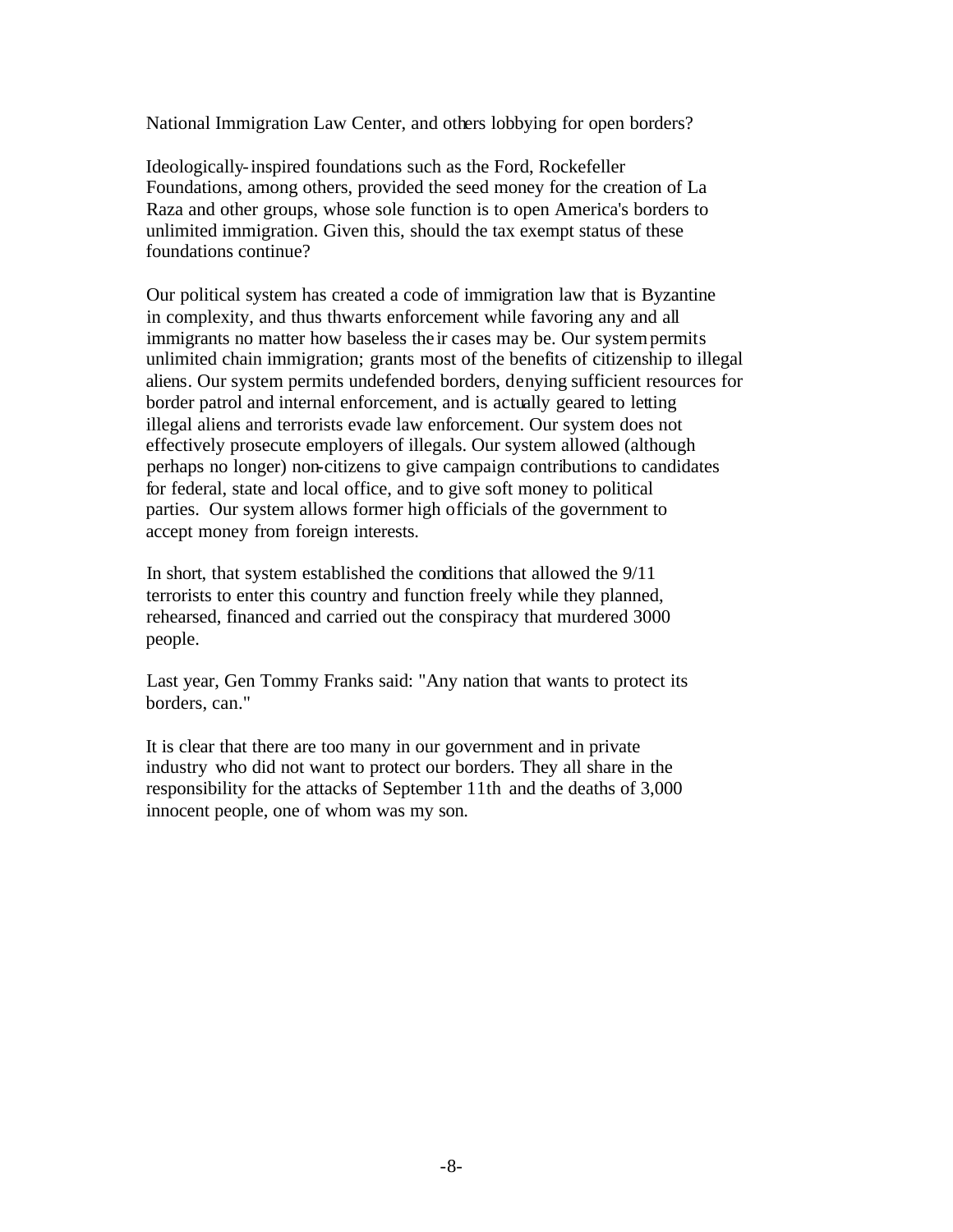National Immigration Law Center, and others lobbying for open borders?

Ideologically-inspired foundations such as the Ford, Rockefeller Foundations, among others, provided the seed money for the creation of La Raza and other groups, whose sole function is to open America's borders to unlimited immigration. Given this, should the tax exempt status of these foundations continue?

Our political system has created a code of immigration law that is Byzantine in complexity, and thus thwarts enforcement while favoring any and all immigrants no matter how baseless their cases may be. Our system permits unlimited chain immigration; grants most of the benefits of citizenship to illegal aliens. Our system permits undefended borders, denying sufficient resources for border patrol and internal enforcement, and is actually geared to letting illegal aliens and terrorists evade law enforcement. Our system does not effectively prosecute employers of illegals. Our system allowed (although perhaps no longer) non-citizens to give campaign contributions to candidates for federal, state and local office, and to give soft money to political parties. Our system allows former high officials of the government to accept money from foreign interests.

In short, that system established the conditions that allowed the 9/11 terrorists to enter this country and function freely while they planned, rehearsed, financed and carried out the conspiracy that murdered 3000 people.

Last year, Gen Tommy Franks said: "Any nation that wants to protect its borders, can."

It is clear that there are too many in our government and in private industry who did not want to protect our borders. They all share in the responsibility for the attacks of September 11th and the deaths of 3,000 innocent people, one of whom was my son.